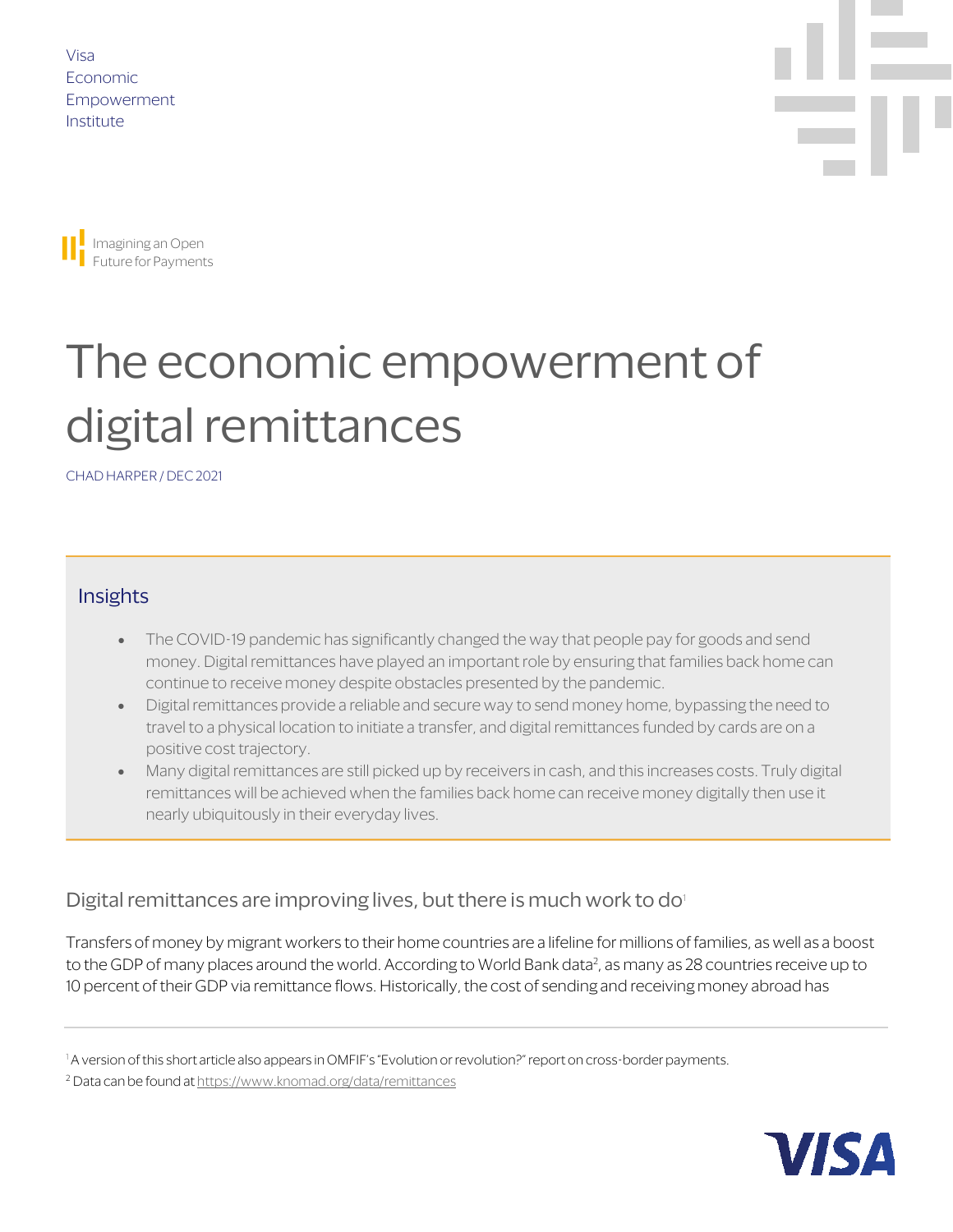Visa
Economic
Empowerment
Institute

Imagining an Open Future for Payments

# The economic empowerment of digital remittances

CHAD HARPER / DEC 2021

## Insights

- The COVID-19 pandemic has significantly changed the way that people pay for goods and send money. Digital remittances have played an important role by ensuring that families back home can continue to receive money despite obstacles presented by the pandemic.
- Digital remittances provide a reliable and secure way to send money home, bypassing the need to travel to a physical location to initiate a transfer, and digital remittances funded by cards are on a positive cost trajectory.
- Many digital remittances are still picked up by receivers in cash, and this increases costs. Truly digital remittances will be achieved when the families back home can receive money digitally then use it nearly ubiquitously in their everyday lives.

## Digital remittances are improving lives, but there is much work to do[1]

Transfers of money by migrant workers to their home countries are a lifeline for millions of families, as well as a boost to the GDP of many places around the world. According to World Bank data[2], as many as 28 countries receive up to 10 percent of their GDP via remittance flows. Historically, the cost of sending and receiving money abroad has

---

[1] A version of this short article also appears in OMFIF's "Evolution or revolution?" report on cross-border payments.

[2] Data can be found at https://www.knomad.org/data/remittances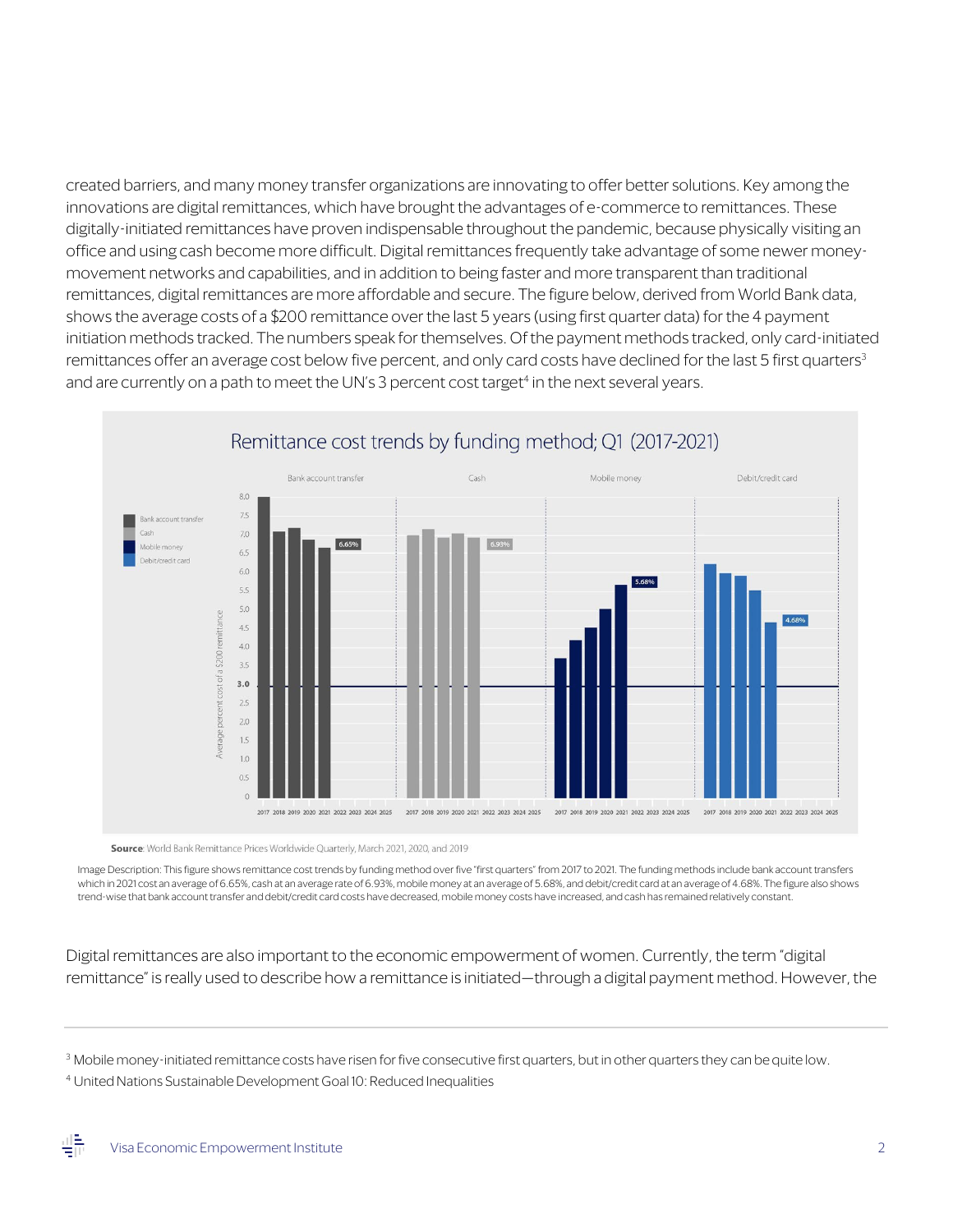created barriers, and many money transfer organizations are innovating to offer better solutions. Key among the innovations are digital remittances, which have brought the advantages of e-commerce to remittances. These digitally-initiated remittances have proven indispensable throughout the pandemic, because physically visiting an office and using cash become more difficult. Digital remittances frequently take advantage of some newer money-movement networks and capabilities, and in addition to being faster and more transparent than traditional remittances, digital remittances are more affordable and secure. The figure below, derived from World Bank data, shows the average costs of a $200 remittance over the last 5 years (using first quarter data) for the 4 payment initiation methods tracked. The numbers speak for themselves. Of the payment methods tracked, only card-initiated remittances offer an average cost below five percent, and only card costs have declined for the last 5 first quarters[3] and are currently on a path to meet the UN's 3 percent cost target[4] in the next several years.

Remittance cost trends by funding method; Q1 (2017-2021)

**Source**: World Bank Remittance Prices Worldwide Quarterly, March 2021, 2020, and 2019

Image Description: This figure shows remittance cost trends by funding method over five "first quarters" from 2017 to 2021. The funding methods include bank account transfers which in 2021 cost an average of 6.65%, cash at an average rate of 6.93%, mobile money at an average of 5.68%, and debit/credit card at an average of 4.68%. The figure also shows trend-wise that bank account transfer and debit/credit card costs have decreased, mobile money costs have increased, and cash has remained relatively constant.

Digital remittances are also important to the economic empowerment of women. Currently, the term "digital remittance" is really used to describe how a remittance is initiated—through a digital payment method. However, the

[3] Mobile money-initiated remittance costs have risen for five consecutive first quarters, but in other quarters they can be quite low.

[4] United Nations Sustainable Development Goal 10: Reduced Inequalities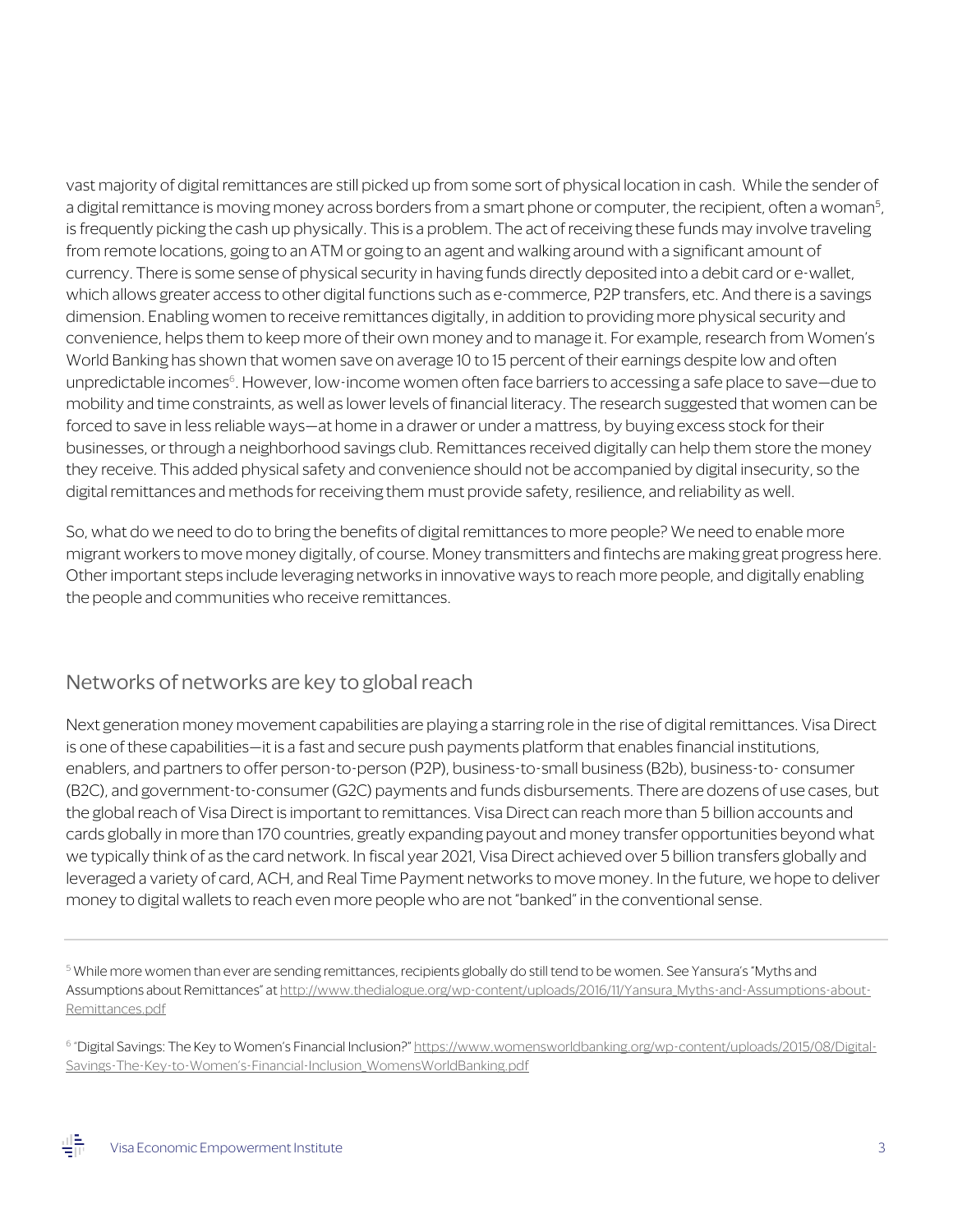vast majority of digital remittances are still picked up from some sort of physical location in cash. While the sender of a digital remittance is moving money across borders from a smart phone or computer, the recipient, often a woman[5], is frequently picking the cash up physically. This is a problem. The act of receiving these funds may involve traveling from remote locations, going to an ATM or going to an agent and walking around with a significant amount of currency. There is some sense of physical security in having funds directly deposited into a debit card or e-wallet, which allows greater access to other digital functions such as e-commerce, P2P transfers, etc. And there is a savings dimension. Enabling women to receive remittances digitally, in addition to providing more physical security and convenience, helps them to keep more of their own money and to manage it. For example, research from Women's World Banking has shown that women save on average 10 to 15 percent of their earnings despite low and often unpredictable incomes[6]. However, low-income women often face barriers to accessing a safe place to save—due to mobility and time constraints, as well as lower levels of financial literacy. The research suggested that women can be forced to save in less reliable ways—at home in a drawer or under a mattress, by buying excess stock for their businesses, or through a neighborhood savings club. Remittances received digitally can help them store the money they receive. This added physical safety and convenience should not be accompanied by digital insecurity, so the digital remittances and methods for receiving them must provide safety, resilience, and reliability as well.

So, what do we need to do to bring the benefits of digital remittances to more people? We need to enable more migrant workers to move money digitally, of course. Money transmitters and fintechs are making great progress here. Other important steps include leveraging networks in innovative ways to reach more people, and digitally enabling the people and communities who receive remittances.

## Networks of networks are key to global reach

Next generation money movement capabilities are playing a starring role in the rise of digital remittances. Visa Direct is one of these capabilities—it is a fast and secure push payments platform that enables financial institutions, enablers, and partners to offer person-to-person (P2P), business-to-small business (B2b), business-to- consumer (B2C), and government-to-consumer (G2C) payments and funds disbursements. There are dozens of use cases, but the global reach of Visa Direct is important to remittances. Visa Direct can reach more than 5 billion accounts and cards globally in more than 170 countries, greatly expanding payout and money transfer opportunities beyond what we typically think of as the card network. In fiscal year 2021, Visa Direct achieved over 5 billion transfers globally and leveraged a variety of card, ACH, and Real Time Payment networks to move money. In the future, we hope to deliver money to digital wallets to reach even more people who are not "banked" in the conventional sense.

---

[5] While more women than ever are sending remittances, recipients globally do still tend to be women. See Yansura's "Myths and Assumptions about Remittances" at http://www.thedialogue.org/wp-content/uploads/2016/11/Yansura_Myths-and-Assumptions-about-Remittances.pdf

[6] "Digital Savings: The Key to Women's Financial Inclusion?" https://www.womensworldbanking.org/wp-content/uploads/2015/08/Digital-Savings-The-Key-to-Women's-Financial-Inclusion_WomensWorldBanking.pdf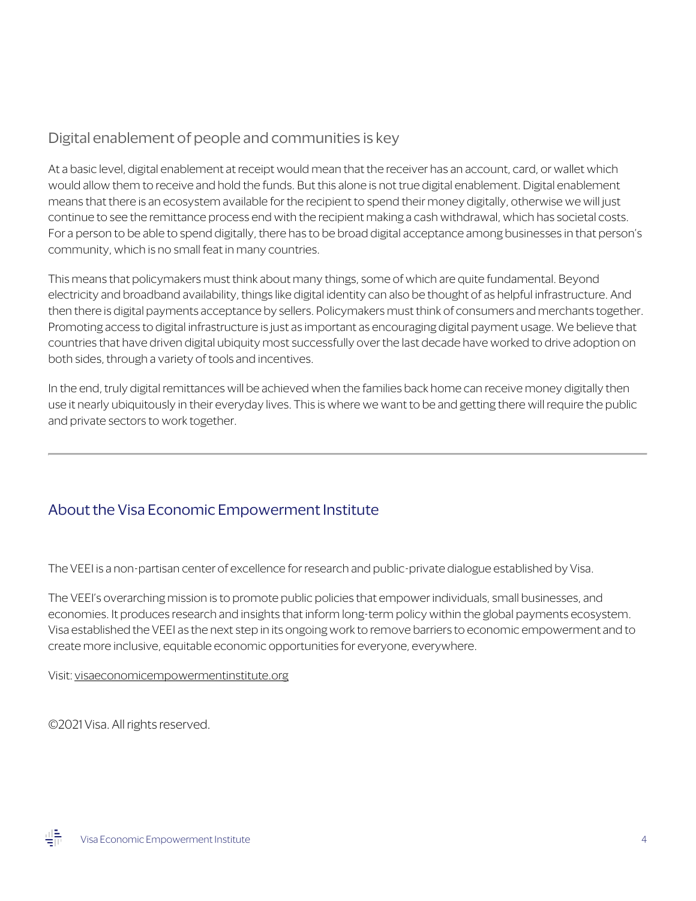## Digital enablement of people and communities is key

At a basic level, digital enablement at receipt would mean that the receiver has an account, card, or wallet which would allow them to receive and hold the funds. But this alone is not true digital enablement. Digital enablement means that there is an ecosystem available for the recipient to spend their money digitally, otherwise we will just continue to see the remittance process end with the recipient making a cash withdrawal, which has societal costs. For a person to be able to spend digitally, there has to be broad digital acceptance among businesses in that person's community, which is no small feat in many countries.

This means that policymakers must think about many things, some of which are quite fundamental. Beyond electricity and broadband availability, things like digital identity can also be thought of as helpful infrastructure. And then there is digital payments acceptance by sellers. Policymakers must think of consumers and merchants together. Promoting access to digital infrastructure is just as important as encouraging digital payment usage. We believe that countries that have driven digital ubiquity most successfully over the last decade have worked to drive adoption on both sides, through a variety of tools and incentives.

In the end, truly digital remittances will be achieved when the families back home can receive money digitally then use it nearly ubiquitously in their everyday lives. This is where we want to be and getting there will require the public and private sectors to work together.

---

## About the Visa Economic Empowerment Institute

The VEEI is a non-partisan center of excellence for research and public-private dialogue established by Visa.

The VEEI's overarching mission is to promote public policies that empower individuals, small businesses, and economies. It produces research and insights that inform long-term policy within the global payments ecosystem. Visa established the VEEI as the next step in its ongoing work to remove barriers to economic empowerment and to create more inclusive, equitable economic opportunities for everyone, everywhere.

Visit: visaeconomicempowermentinstitute.org

©2021 Visa. All rights reserved.